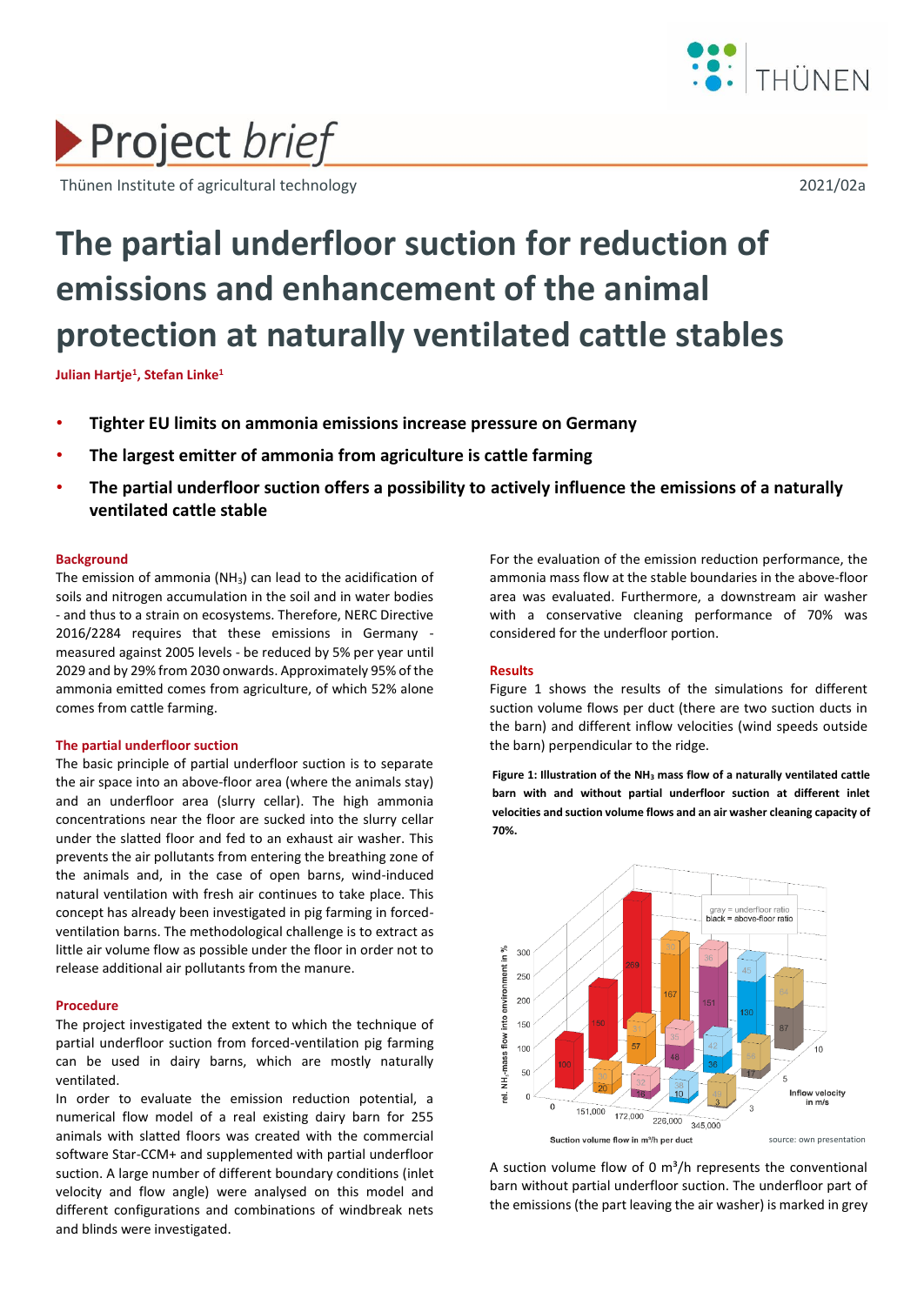Project *brief*

Thünen Institute of agricultural technology

2021/02a

# The partial underfloor suction for reduction of emissions and enhancement of the animal protection at naturally ventilated cattle stables

**Julian Hartje[1], Stefan Linke[1]**

- **Tighter EU limits on ammonia emissions increase pressure on Germany**
- **The largest emitter of ammonia from agriculture is cattle farming**
- **The partial underfloor suction offers a possibility to actively influence the emissions of a naturally ventilated cattle stable**

## Background

The emission of ammonia ($NH_3$) can lead to the acidification of soils and nitrogen accumulation in the soil and in water bodies - and thus to a strain on ecosystems. Therefore, NERC Directive 2016/2284 requires that these emissions in Germany - measured against 2005 levels - be reduced by 5% per year until 2029 and by 29% from 2030 onwards. Approximately 95% of the ammonia emitted comes from agriculture, of which 52% alone comes from cattle farming.

## The partial underfloor suction

The basic principle of partial underfloor suction is to separate the air space into an above-floor area (where the animals stay) and an underfloor area (slurry cellar). The high ammonia concentrations near the floor are sucked into the slurry cellar under the slatted floor and fed to an exhaust air washer. This prevents the air pollutants from entering the breathing zone of the animals and, in the case of open barns, wind-induced natural ventilation with fresh air continues to take place. This concept has already been investigated in pig farming in forced-ventilation barns. The methodological challenge is to extract as little air volume flow as possible under the floor in order not to release additional air pollutants from the manure.

## Procedure

The project investigated the extent to which the technique of partial underfloor suction from forced-ventilation pig farming can be used in dairy barns, which are mostly naturally ventilated.

In order to evaluate the emission reduction potential, a numerical flow model of a real existing dairy barn for 255 animals with slatted floors was created with the commercial software Star-CCM+ and supplemented with partial underfloor suction. A large number of different boundary conditions (inlet velocity and flow angle) were analysed on this model and different configurations and combinations of windbreak nets and blinds were investigated.

For the evaluation of the emission reduction performance, the ammonia mass flow at the stable boundaries in the above-floor area was evaluated. Furthermore, a downstream air washer with a conservative cleaning performance of 70% was considered for the underfloor portion.

## Results

Figure 1 shows the results of the simulations for different suction volume flows per duct (there are two suction ducts in the barn) and different inflow velocities (wind speeds outside the barn) perpendicular to the ridge.

**Figure 1: Illustration of the $NH_3$ mass flow of a naturally ventilated cattle barn with and without partial underfloor suction at different inlet velocities and suction volume flows and an air washer cleaning capacity of 70%.**

source: own presentation

A suction volume flow of 0 m³/h represents the conventional barn without partial underfloor suction. The underfloor part of the emissions (the part leaving the air washer) is marked in grey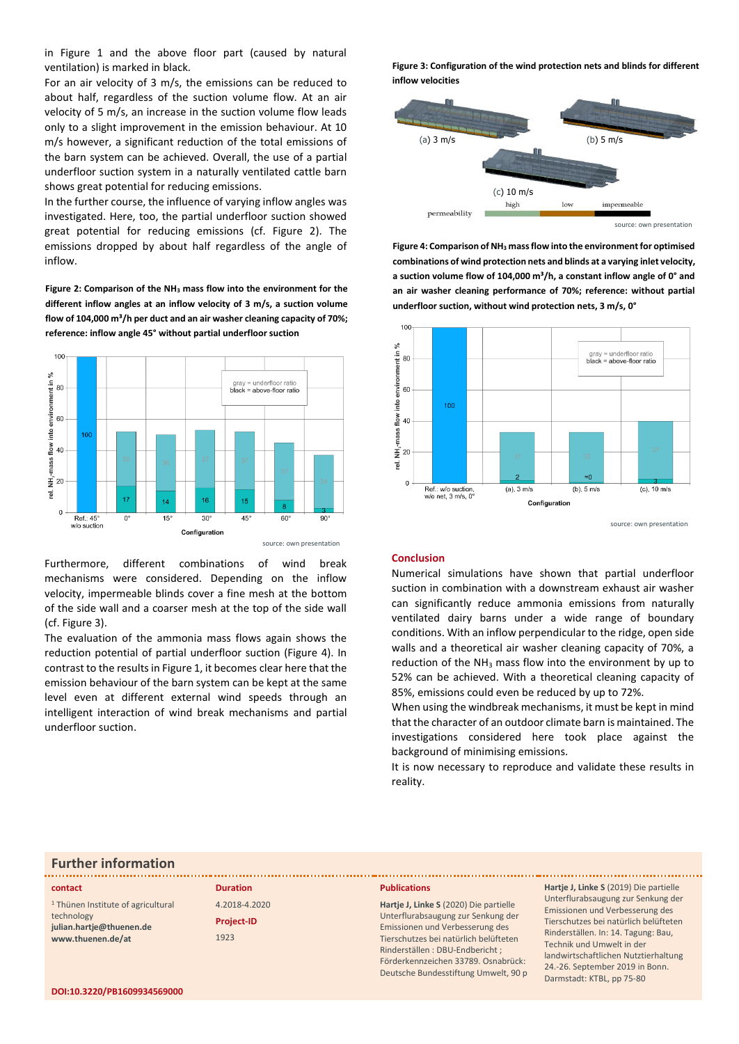in Figure 1 and the above floor part (caused by natural ventilation) is marked in black.

For an air velocity of 3 m/s, the emissions can be reduced to about half, regardless of the suction volume flow. At an air velocity of 5 m/s, an increase in the suction volume flow leads only to a slight improvement in the emission behaviour. At 10 m/s however, a significant reduction of the total emissions of the barn system can be achieved. Overall, the use of a partial underfloor suction system in a naturally ventilated cattle barn shows great potential for reducing emissions.

In the further course, the influence of varying inflow angles was investigated. Here, too, the partial underfloor suction showed great potential for reducing emissions (cf. Figure 2). The emissions dropped by about half regardless of the angle of inflow.

**Figure 2: Comparison of the $NH_3$ mass flow into the environment for the different inflow angles at an inflow velocity of 3 m/s, a suction volume flow of 104,000 m³/h per duct and an air washer cleaning capacity of 70%; reference: inflow angle 45° without partial underfloor suction**

rel. $NH_3$-mass flow into environment in %
gray = underfloor ratio
black = above-floor ratio
100, 17, 14, 16, 15, 8, 3
Ref.: 45° w/o suction, 0°, 15°, 30°, 45°, 60°, 90°
Configuration

source: own presentation

Furthermore, different combinations of wind break mechanisms were considered. Depending on the inflow velocity, impermeable blinds cover a fine mesh at the bottom of the side wall and a coarser mesh at the top of the side wall (cf. Figure 3).

The evaluation of the ammonia mass flows again shows the reduction potential of partial underfloor suction (Figure 4). In contrast to the results in Figure 1, it becomes clear here that the emission behaviour of the barn system can be kept at the same level even at different external wind speeds through an intelligent interaction of wind break mechanisms and partial underfloor suction.

**Figure 3: Configuration of the wind protection nets and blinds for different inflow velocities**

(a) 3 m/s
(b) 5 m/s
(c) 10 m/s
permeability: high, low, impermeable

source: own presentation

**Figure 4: Comparison of $NH_3$ mass flow into the environment for optimised combinations of wind protection nets and blinds at a varying inlet velocity, a suction volume flow of 104,000 m³/h, a constant inflow angle of 0° and an air washer cleaning performance of 70%; reference: without partial underfloor suction, without wind protection nets, 3 m/s, 0°**

rel. $NH_3$-mass flow into environment in %
gray = underfloor ratio
black = above-floor ratio
100, 2, ≈0, 3
Ref.: w/o suction, w/o net, 3 m/s, 0°; (a), 3 m/s; (b), 5 m/s; (c), 10 m/s
Configuration

source: own presentation

## Conclusion

Numerical simulations have shown that partial underfloor suction in combination with a downstream exhaust air washer can significantly reduce ammonia emissions from naturally ventilated dairy barns under a wide range of boundary conditions. With an inflow perpendicular to the ridge, open side walls and a theoretical air washer cleaning capacity of 70%, a reduction of the $NH_3$ mass flow into the environment by up to 52% can be achieved. With a theoretical cleaning capacity of 85%, emissions could even be reduced by up to 72%.

When using the windbreak mechanisms, it must be kept in mind that the character of an outdoor climate barn is maintained. The investigations considered here took place against the background of minimising emissions.

It is now necessary to reproduce and validate these results in reality.

## Further information

**contact**

[1] Thünen Institute of agricultural technology
**julian.hartje@thuenen.de**
**www.thuenen.de/at**

**Duration**

4.2018-4.2020

**Project-ID**

1923

**Publications**

**Hartje J, Linke S** (2020) Die partielle Unterflurabsaugung zur Senkung der Emissionen und Verbesserung des Tierschutzes bei natürlich belüfteten Rinderställen : DBU-Endbericht ; Förderkennzeichen 33789. Osnabrück: Deutsche Bundesstiftung Umwelt, 90 p

**Hartje J, Linke S** (2019) Die partielle Unterflurabsaugung zur Senkung der Emissionen und Verbesserung des Tierschutzes bei natürlich belüfteten Rinderställen. In: 14. Tagung: Bau, Technik und Umwelt in der landwirtschaftlichen Nutztierhaltung 24.-26. September 2019 in Bonn. Darmstadt: KTBL, pp 75-80

**DOI:10.3220/PB1609934569000**